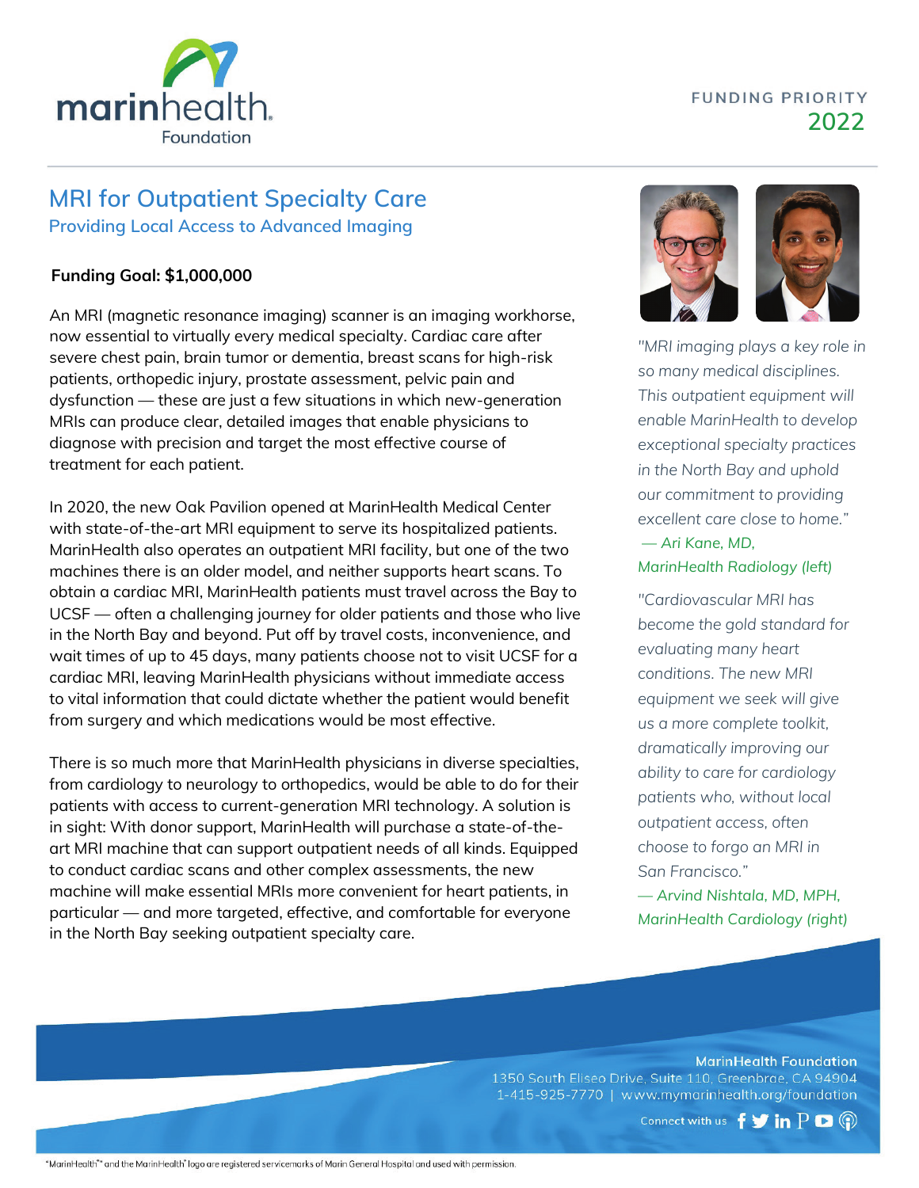marinhealth Foundation

FUNDING PRIORITY
2022

# MRI for Outpatient Specialty Care

## Providing Local Access to Advanced Imaging

**Funding Goal: $1,000,000**

An MRI (magnetic resonance imaging) scanner is an imaging workhorse, now essential to virtually every medical specialty. Cardiac care after severe chest pain, brain tumor or dementia, breast scans for high-risk patients, orthopedic injury, prostate assessment, pelvic pain and dysfunction — these are just a few situations in which new-generation MRIs can produce clear, detailed images that enable physicians to diagnose with precision and target the most effective course of treatment for each patient.

In 2020, the new Oak Pavilion opened at MarinHealth Medical Center with state-of-the-art MRI equipment to serve its hospitalized patients. MarinHealth also operates an outpatient MRI facility, but one of the two machines there is an older model, and neither supports heart scans. To obtain a cardiac MRI, MarinHealth patients must travel across the Bay to UCSF — often a challenging journey for older patients and those who live in the North Bay and beyond. Put off by travel costs, inconvenience, and wait times of up to 45 days, many patients choose not to visit UCSF for a cardiac MRI, leaving MarinHealth physicians without immediate access to vital information that could dictate whether the patient would benefit from surgery and which medications would be most effective.

There is so much more that MarinHealth physicians in diverse specialties, from cardiology to neurology to orthopedics, would be able to do for their patients with access to current-generation MRI technology. A solution is in sight: With donor support, MarinHealth will purchase a state-of-the-art MRI machine that can support outpatient needs of all kinds. Equipped to conduct cardiac scans and other complex assessments, the new machine will make essential MRIs more convenient for heart patients, in particular — and more targeted, effective, and comfortable for everyone in the North Bay seeking outpatient specialty care.

*"MRI imaging plays a key role in so many medical disciplines. This outpatient equipment will enable MarinHealth to develop exceptional specialty practices in the North Bay and uphold our commitment to providing excellent care close to home."*
*— Ari Kane, MD, MarinHealth Radiology (left)*

*"Cardiovascular MRI has become the gold standard for evaluating many heart conditions. The new MRI equipment we seek will give us a more complete toolkit, dramatically improving our ability to care for cardiology patients who, without local outpatient access, often choose to forgo an MRI in San Francisco."*
*— Arvind Nishtala, MD, MPH, MarinHealth Cardiology (right)*

**MarinHealth Foundation**
1350 South Eliseo Drive, Suite 110, Greenbrae, CA 94904
1-415-925-7770 | www.mymarinhealth.org/foundation

Connect with us

"MarinHealth"™ and the MarinHealth® logo are registered servicemarks of Marin General Hospital and used with permission.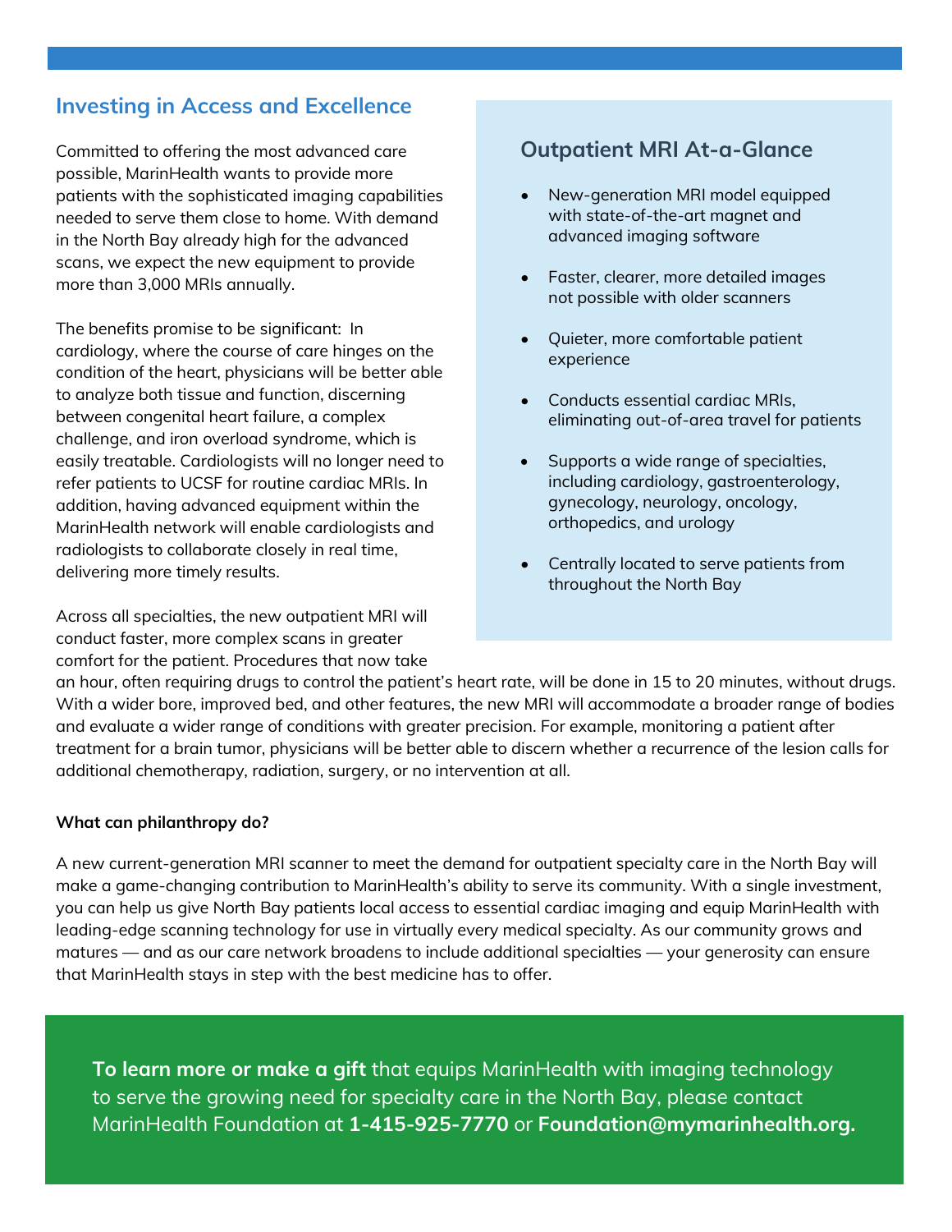## Investing in Access and Excellence

Committed to offering the most advanced care possible, MarinHealth wants to provide more patients with the sophisticated imaging capabilities needed to serve them close to home. With demand in the North Bay already high for the advanced scans, we expect the new equipment to provide more than 3,000 MRIs annually.

The benefits promise to be significant: In cardiology, where the course of care hinges on the condition of the heart, physicians will be better able to analyze both tissue and function, discerning between congenital heart failure, a complex challenge, and iron overload syndrome, which is easily treatable. Cardiologists will no longer need to refer patients to UCSF for routine cardiac MRIs. In addition, having advanced equipment within the MarinHealth network will enable cardiologists and radiologists to collaborate closely in real time, delivering more timely results.

Across all specialties, the new outpatient MRI will conduct faster, more complex scans in greater comfort for the patient. Procedures that now take an hour, often requiring drugs to control the patient's heart rate, will be done in 15 to 20 minutes, without drugs. With a wider bore, improved bed, and other features, the new MRI will accommodate a broader range of bodies and evaluate a wider range of conditions with greater precision. For example, monitoring a patient after treatment for a brain tumor, physicians will be better able to discern whether a recurrence of the lesion calls for additional chemotherapy, radiation, surgery, or no intervention at all.

### Outpatient MRI At-a-Glance

- New-generation MRI model equipped with state-of-the-art magnet and advanced imaging software
- Faster, clearer, more detailed images not possible with older scanners
- Quieter, more comfortable patient experience
- Conducts essential cardiac MRIs, eliminating out-of-area travel for patients
- Supports a wide range of specialties, including cardiology, gastroenterology, gynecology, neurology, oncology, orthopedics, and urology
- Centrally located to serve patients from throughout the North Bay

**What can philanthropy do?**

A new current-generation MRI scanner to meet the demand for outpatient specialty care in the North Bay will make a game-changing contribution to MarinHealth's ability to serve its community. With a single investment, you can help us give North Bay patients local access to essential cardiac imaging and equip MarinHealth with leading-edge scanning technology for use in virtually every medical specialty. As our community grows and matures — and as our care network broadens to include additional specialties — your generosity can ensure that MarinHealth stays in step with the best medicine has to offer.

**To learn more or make a gift** that equips MarinHealth with imaging technology to serve the growing need for specialty care in the North Bay, please contact MarinHealth Foundation at **1-415-925-7770** or **Foundation@mymarinhealth.org.**